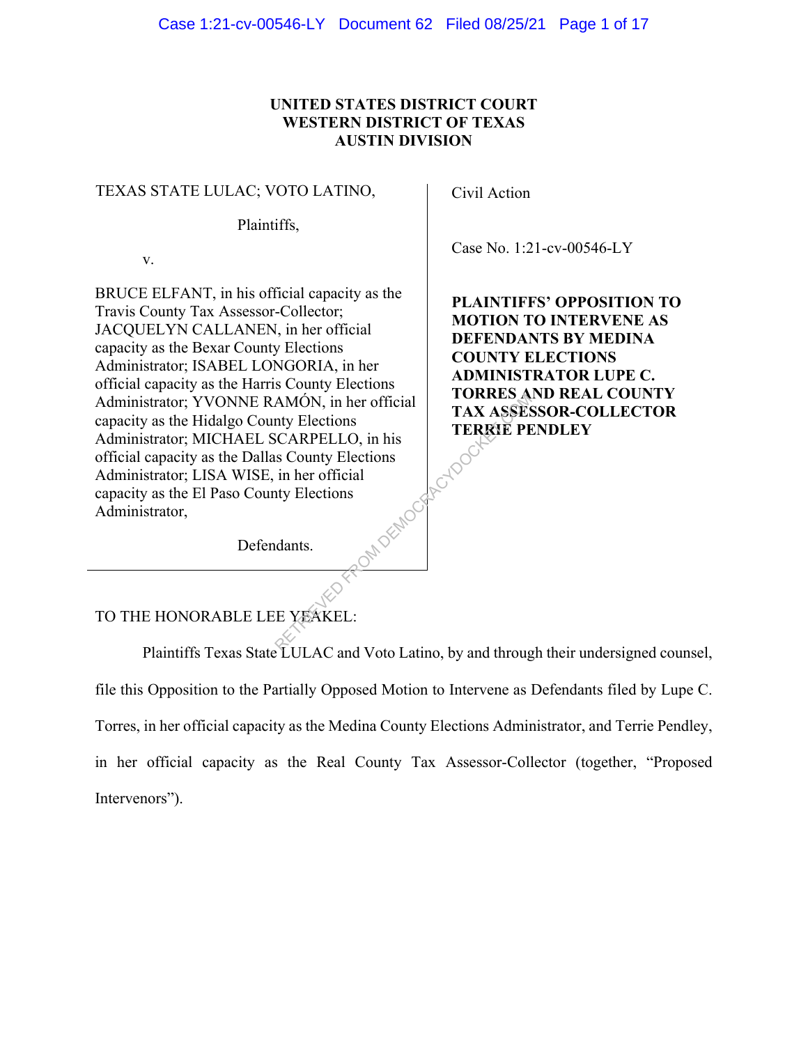# UNITED STATES DISTRICT COURT
# WESTERN DISTRICT OF TEXAS
# AUSTIN DIVISION

| | |
|---|---|
| TEXAS STATE LULAC; VOTO LATINO,<br><br>Plaintiffs,<br><br>v.<br><br>BRUCE ELFANT, in his official capacity as the Travis County Tax Assessor-Collector; JACQUELYN CALLANEN, in her official capacity as the Bexar County Elections Administrator; ISABEL LONGORIA, in her official capacity as the Harris County Elections Administrator; YVONNE RAMÓN, in her official capacity as the Hidalgo County Elections Administrator; MICHAEL SCARPELLO, in his official capacity as the Dallas County Elections Administrator; LISA WISE, in her official capacity as the El Paso County Elections Administrator,<br><br>Defendants. | Civil Action<br><br>Case No. 1:21-cv-00546-LY<br><br>**PLAINTIFFS' OPPOSITION TO MOTION TO INTERVENE AS DEFENDANTS BY MEDINA COUNTY ELECTIONS ADMINISTRATOR LUPE C. TORRES AND REAL COUNTY TAX ASSESSOR-COLLECTOR TERRIE PENDLEY** |

TO THE HONORABLE LEE YEAKEL:

Plaintiffs Texas State LULAC and Voto Latino, by and through their undersigned counsel, file this Opposition to the Partially Opposed Motion to Intervene as Defendants filed by Lupe C. Torres, in her official capacity as the Medina County Elections Administrator, and Terrie Pendley, in her official capacity as the Real County Tax Assessor-Collector (together, "Proposed Intervenors").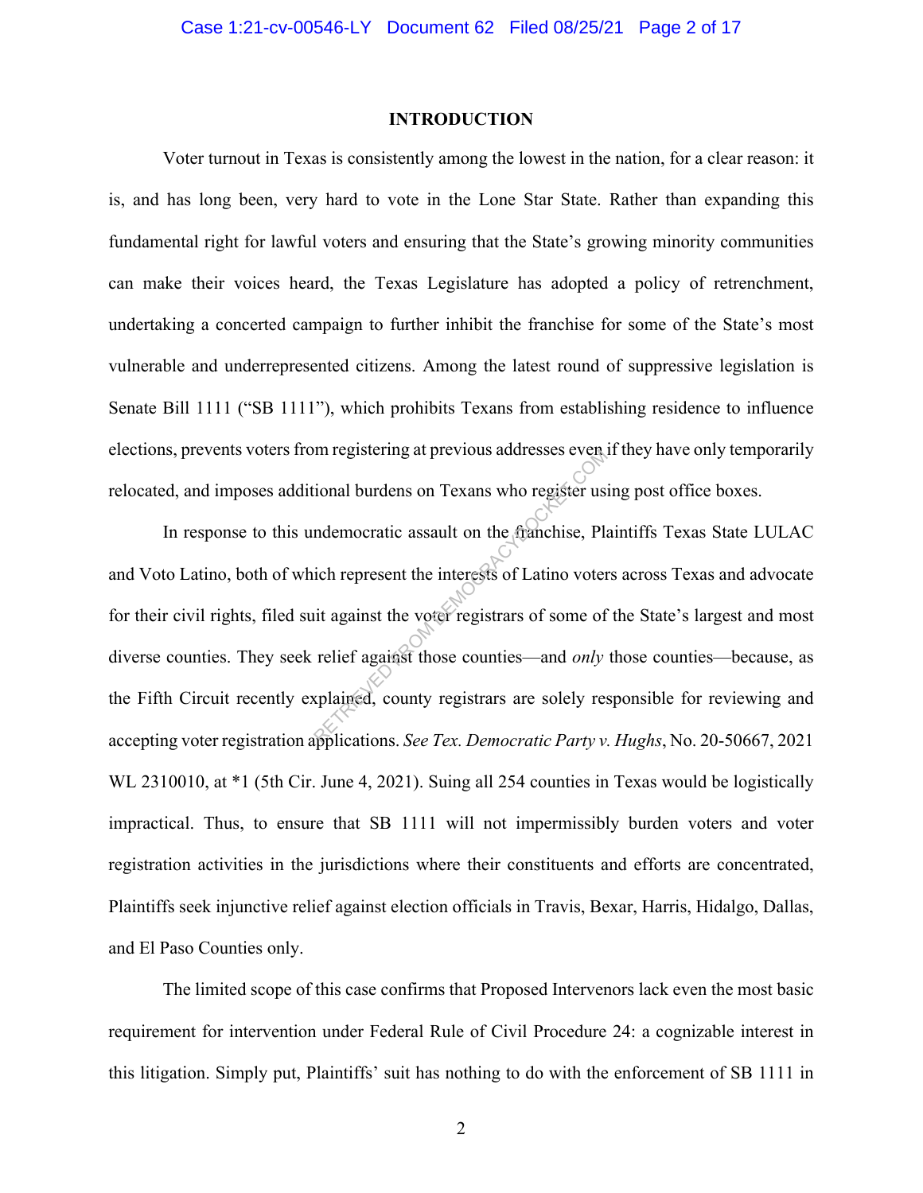## INTRODUCTION

Voter turnout in Texas is consistently among the lowest in the nation, for a clear reason: it is, and has long been, very hard to vote in the Lone Star State. Rather than expanding this fundamental right for lawful voters and ensuring that the State's growing minority communities can make their voices heard, the Texas Legislature has adopted a policy of retrenchment, undertaking a concerted campaign to further inhibit the franchise for some of the State's most vulnerable and underrepresented citizens. Among the latest round of suppressive legislation is Senate Bill 1111 ("SB 1111"), which prohibits Texans from establishing residence to influence elections, prevents voters from registering at previous addresses even if they have only temporarily relocated, and imposes additional burdens on Texans who register using post office boxes.

In response to this undemocratic assault on the franchise, Plaintiffs Texas State LULAC and Voto Latino, both of which represent the interests of Latino voters across Texas and advocate for their civil rights, filed suit against the voter registrars of some of the State's largest and most diverse counties. They seek relief against those counties—and *only* those counties—because, as the Fifth Circuit recently explained, county registrars are solely responsible for reviewing and accepting voter registration applications. *See Tex. Democratic Party v. Hughs*, No. 20-50667, 2021 WL 2310010, at *1 (5th Cir. June 4, 2021). Suing all 254 counties in Texas would be logistically impractical. Thus, to ensure that SB 1111 will not impermissibly burden voters and voter registration activities in the jurisdictions where their constituents and efforts are concentrated, Plaintiffs seek injunctive relief against election officials in Travis, Bexar, Harris, Hidalgo, Dallas, and El Paso Counties only.

The limited scope of this case confirms that Proposed Intervenors lack even the most basic requirement for intervention under Federal Rule of Civil Procedure 24: a cognizable interest in this litigation. Simply put, Plaintiffs' suit has nothing to do with the enforcement of SB 1111 in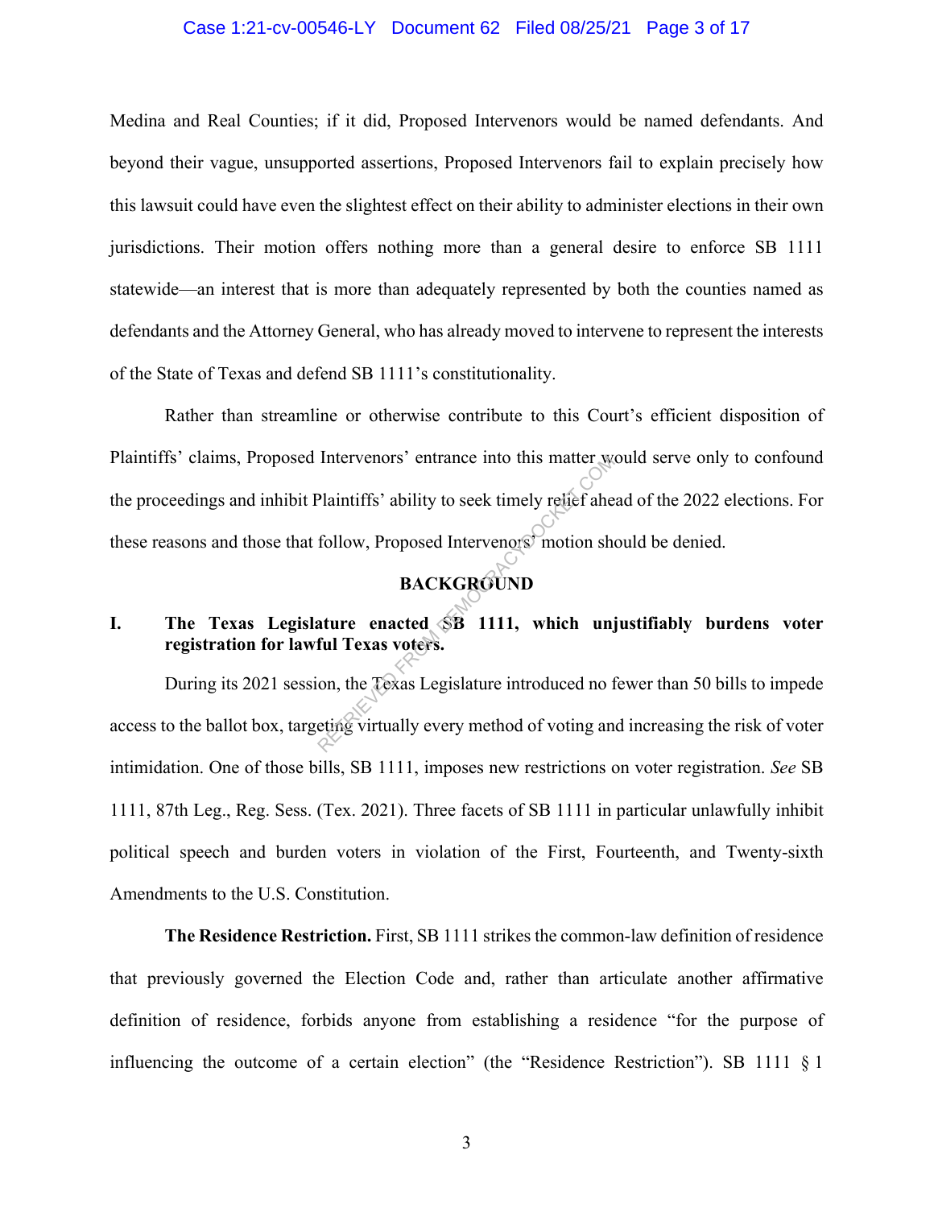Medina and Real Counties; if it did, Proposed Intervenors would be named defendants. And beyond their vague, unsupported assertions, Proposed Intervenors fail to explain precisely how this lawsuit could have even the slightest effect on their ability to administer elections in their own jurisdictions. Their motion offers nothing more than a general desire to enforce SB 1111 statewide—an interest that is more than adequately represented by both the counties named as defendants and the Attorney General, who has already moved to intervene to represent the interests of the State of Texas and defend SB 1111's constitutionality.

Rather than streamline or otherwise contribute to this Court's efficient disposition of Plaintiffs' claims, Proposed Intervenors' entrance into this matter would serve only to confound the proceedings and inhibit Plaintiffs' ability to seek timely relief ahead of the 2022 elections. For these reasons and those that follow, Proposed Intervenors' motion should be denied.

## BACKGROUND

### I. The Texas Legislature enacted SB 1111, which unjustifiably burdens voter registration for lawful Texas voters.

During its 2021 session, the Texas Legislature introduced no fewer than 50 bills to impede access to the ballot box, targeting virtually every method of voting and increasing the risk of voter intimidation. One of those bills, SB 1111, imposes new restrictions on voter registration. *See* SB 1111, 87th Leg., Reg. Sess. (Tex. 2021). Three facets of SB 1111 in particular unlawfully inhibit political speech and burden voters in violation of the First, Fourteenth, and Twenty-sixth Amendments to the U.S. Constitution.

**The Residence Restriction.** First, SB 1111 strikes the common-law definition of residence that previously governed the Election Code and, rather than articulate another affirmative definition of residence, forbids anyone from establishing a residence "for the purpose of influencing the outcome of a certain election" (the "Residence Restriction"). SB 1111 § 1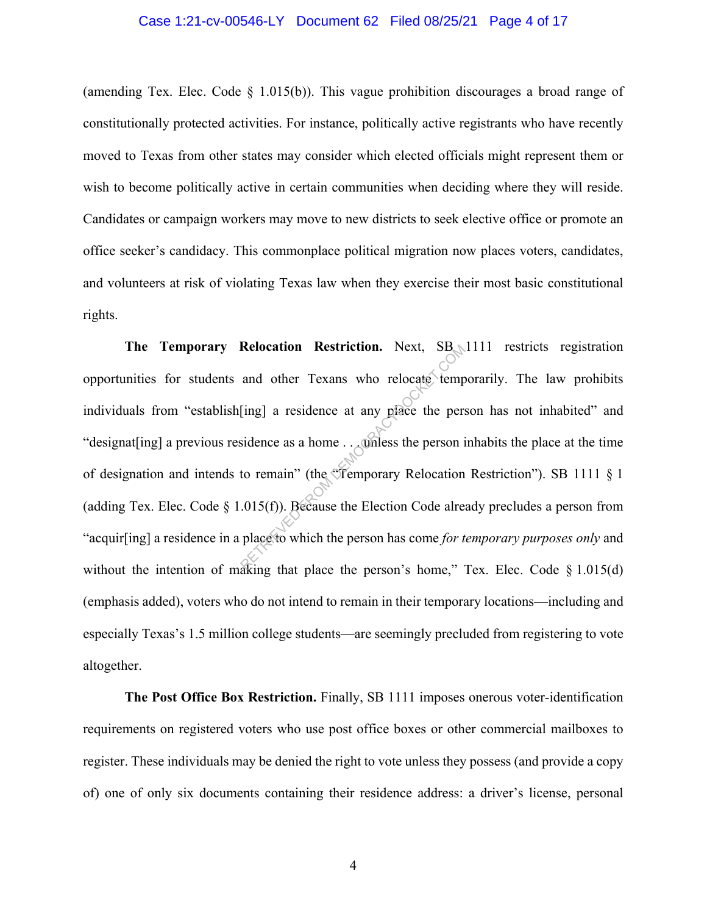(amending Tex. Elec. Code § 1.015(b)). This vague prohibition discourages a broad range of constitutionally protected activities. For instance, politically active registrants who have recently moved to Texas from other states may consider which elected officials might represent them or wish to become politically active in certain communities when deciding where they will reside. Candidates or campaign workers may move to new districts to seek elective office or promote an office seeker's candidacy. This commonplace political migration now places voters, candidates, and volunteers at risk of violating Texas law when they exercise their most basic constitutional rights.

**The Temporary Relocation Restriction.** Next, SB 1111 restricts registration opportunities for students and other Texans who relocate temporarily. The law prohibits individuals from "establish[ing] a residence at any place the person has not inhabited" and "designat[ing] a previous residence as a home . . . unless the person inhabits the place at the time of designation and intends to remain" (the "Temporary Relocation Restriction"). SB 1111 § 1 (adding Tex. Elec. Code § 1.015(f)). Because the Election Code already precludes a person from "acquir[ing] a residence in a place to which the person has come *for temporary purposes only* and without the intention of making that place the person's home," Tex. Elec. Code § 1.015(d) (emphasis added), voters who do not intend to remain in their temporary locations—including and especially Texas's 1.5 million college students—are seemingly precluded from registering to vote altogether.

**The Post Office Box Restriction.** Finally, SB 1111 imposes onerous voter-identification requirements on registered voters who use post office boxes or other commercial mailboxes to register. These individuals may be denied the right to vote unless they possess (and provide a copy of) one of only six documents containing their residence address: a driver's license, personal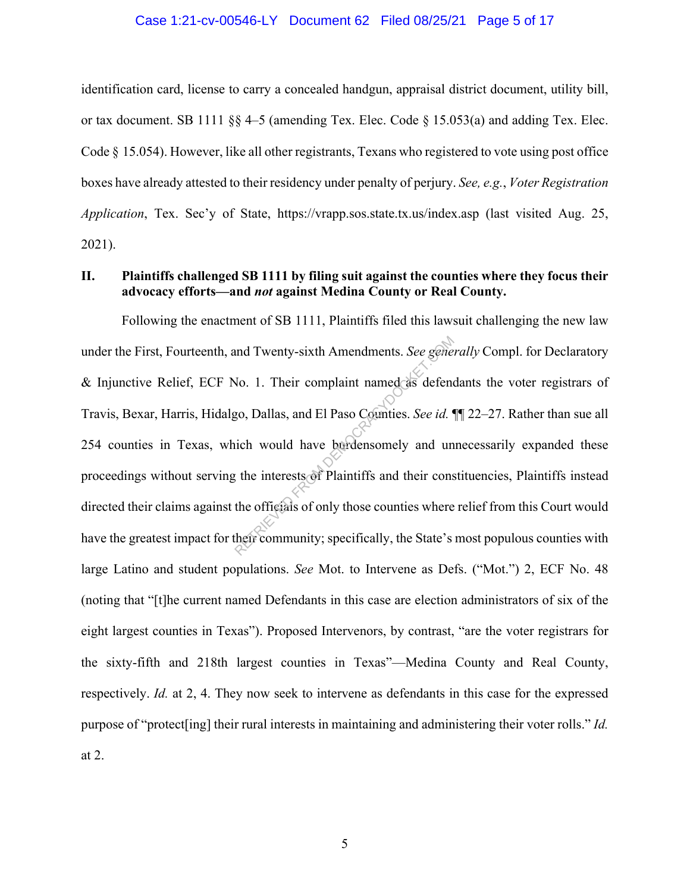identification card, license to carry a concealed handgun, appraisal district document, utility bill, or tax document. SB 1111 §§ 4–5 (amending Tex. Elec. Code § 15.053(a) and adding Tex. Elec. Code § 15.054). However, like all other registrants, Texans who registered to vote using post office boxes have already attested to their residency under penalty of perjury. *See, e.g.*, *Voter Registration Application*, Tex. Sec'y of State, https://vrapp.sos.state.tx.us/index.asp (last visited Aug. 25, 2021).

## II. Plaintiffs challenged SB 1111 by filing suit against the counties where they focus their advocacy efforts—and *not* against Medina County or Real County.

Following the enactment of SB 1111, Plaintiffs filed this lawsuit challenging the new law under the First, Fourteenth, and Twenty-sixth Amendments. *See generally* Compl. for Declaratory & Injunctive Relief, ECF No. 1. Their complaint named as defendants the voter registrars of Travis, Bexar, Harris, Hidalgo, Dallas, and El Paso Counties. *See id.* ¶¶ 22–27. Rather than sue all 254 counties in Texas, which would have burdensomely and unnecessarily expanded these proceedings without serving the interests of Plaintiffs and their constituencies, Plaintiffs instead directed their claims against the officials of only those counties where relief from this Court would have the greatest impact for their community; specifically, the State's most populous counties with large Latino and student populations. *See* Mot. to Intervene as Defs. ("Mot.") 2, ECF No. 48 (noting that "[t]he current named Defendants in this case are election administrators of six of the eight largest counties in Texas"). Proposed Intervenors, by contrast, "are the voter registrars for the sixty-fifth and 218th largest counties in Texas"—Medina County and Real County, respectively. *Id.* at 2, 4. They now seek to intervene as defendants in this case for the expressed purpose of "protect[ing] their rural interests in maintaining and administering their voter rolls." *Id.* at 2.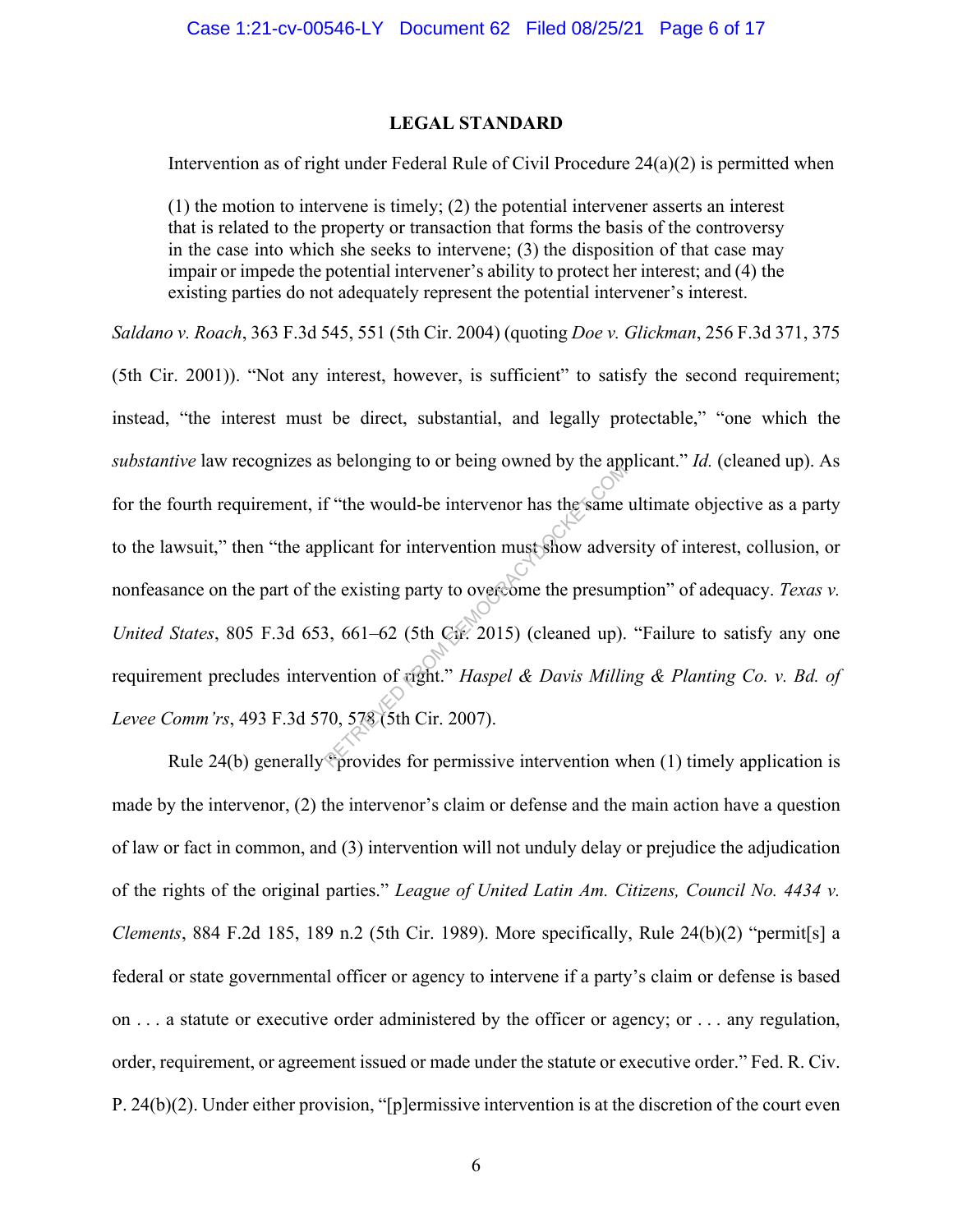## LEGAL STANDARD

Intervention as of right under Federal Rule of Civil Procedure 24(a)(2) is permitted when

> (1) the motion to intervene is timely; (2) the potential intervener asserts an interest that is related to the property or transaction that forms the basis of the controversy in the case into which she seeks to intervene; (3) the disposition of that case may impair or impede the potential intervener's ability to protect her interest; and (4) the existing parties do not adequately represent the potential intervener's interest.

*Saldano v. Roach*, 363 F.3d 545, 551 (5th Cir. 2004) (quoting *Doe v. Glickman*, 256 F.3d 371, 375 (5th Cir. 2001)). "Not any interest, however, is sufficient" to satisfy the second requirement; instead, "the interest must be direct, substantial, and legally protectable," "one which the *substantive* law recognizes as belonging to or being owned by the applicant." *Id.* (cleaned up). As for the fourth requirement, if "the would-be intervenor has the same ultimate objective as a party to the lawsuit," then "the applicant for intervention must show adversity of interest, collusion, or nonfeasance on the part of the existing party to overcome the presumption" of adequacy. *Texas v. United States*, 805 F.3d 653, 661–62 (5th Cir. 2015) (cleaned up). "Failure to satisfy any one requirement precludes intervention of right." *Haspel & Davis Milling & Planting Co. v. Bd. of Levee Comm'rs*, 493 F.3d 570, 578 (5th Cir. 2007).

Rule 24(b) generally "provides for permissive intervention when (1) timely application is made by the intervenor, (2) the intervenor's claim or defense and the main action have a question of law or fact in common, and (3) intervention will not unduly delay or prejudice the adjudication of the rights of the original parties." *League of United Latin Am. Citizens, Council No. 4434 v. Clements*, 884 F.2d 185, 189 n.2 (5th Cir. 1989). More specifically, Rule 24(b)(2) "permit[s] a federal or state governmental officer or agency to intervene if a party's claim or defense is based on . . . a statute or executive order administered by the officer or agency; or . . . any regulation, order, requirement, or agreement issued or made under the statute or executive order." Fed. R. Civ. P. 24(b)(2). Under either provision, "[p]ermissive intervention is at the discretion of the court even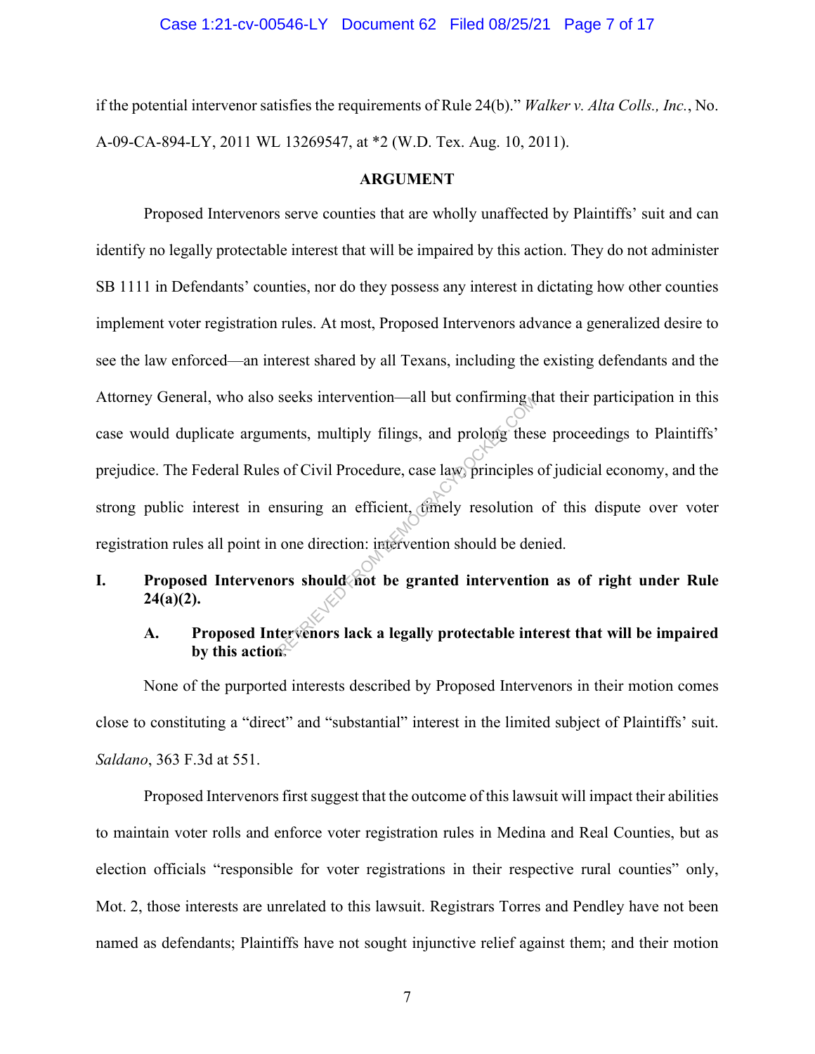if the potential intervenor satisfies the requirements of Rule 24(b)." *Walker v. Alta Colls., Inc.*, No. A-09-CA-894-LY, 2011 WL 13269547, at *2 (W.D. Tex. Aug. 10, 2011).

## ARGUMENT

Proposed Intervenors serve counties that are wholly unaffected by Plaintiffs' suit and can identify no legally protectable interest that will be impaired by this action. They do not administer SB 1111 in Defendants' counties, nor do they possess any interest in dictating how other counties implement voter registration rules. At most, Proposed Intervenors advance a generalized desire to see the law enforced—an interest shared by all Texans, including the existing defendants and the Attorney General, who also seeks intervention—all but confirming that their participation in this case would duplicate arguments, multiply filings, and prolong these proceedings to Plaintiffs' prejudice. The Federal Rules of Civil Procedure, case law, principles of judicial economy, and the strong public interest in ensuring an efficient, timely resolution of this dispute over voter registration rules all point in one direction: intervention should be denied.

### I. Proposed Intervenors should not be granted intervention as of right under Rule 24(a)(2).

#### A. Proposed Intervenors lack a legally protectable interest that will be impaired by this action.

None of the purported interests described by Proposed Intervenors in their motion comes close to constituting a "direct" and "substantial" interest in the limited subject of Plaintiffs' suit. *Saldano*, 363 F.3d at 551.

Proposed Intervenors first suggest that the outcome of this lawsuit will impact their abilities to maintain voter rolls and enforce voter registration rules in Medina and Real Counties, but as election officials "responsible for voter registrations in their respective rural counties" only, Mot. 2, those interests are unrelated to this lawsuit. Registrars Torres and Pendley have not been named as defendants; Plaintiffs have not sought injunctive relief against them; and their motion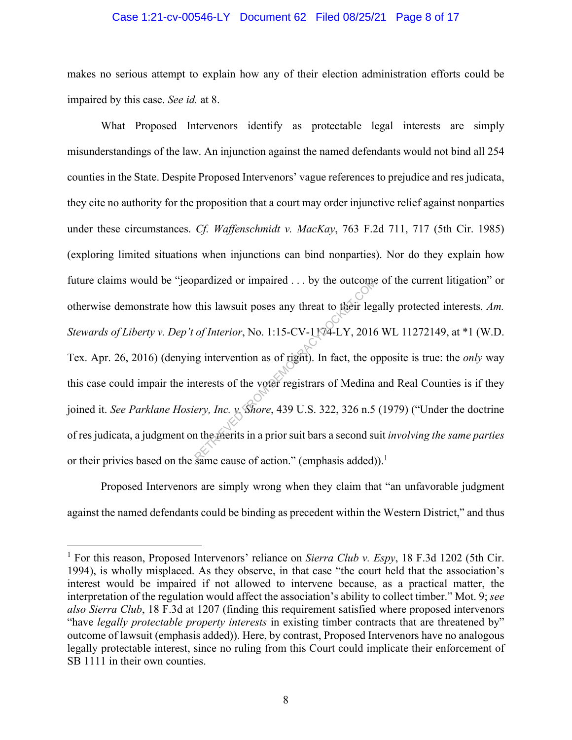makes no serious attempt to explain how any of their election administration efforts could be impaired by this case. *See id.* at 8.

What Proposed Intervenors identify as protectable legal interests are simply misunderstandings of the law. An injunction against the named defendants would not bind all 254 counties in the State. Despite Proposed Intervenors' vague references to prejudice and res judicata, they cite no authority for the proposition that a court may order injunctive relief against nonparties under these circumstances. *Cf. Waffenschmidt v. MacKay*, 763 F.2d 711, 717 (5th Cir. 1985) (exploring limited situations when injunctions can bind nonparties). Nor do they explain how future claims would be "jeopardized or impaired . . . by the outcome of the current litigation" or otherwise demonstrate how this lawsuit poses any threat to their legally protected interests. *Am. Stewards of Liberty v. Dep't of Interior*, No. 1:15-CV-1174-LY, 2016 WL 11272149, at *1 (W.D. Tex. Apr. 26, 2016) (denying intervention as of right). In fact, the opposite is true: the *only* way this case could impair the interests of the voter registrars of Medina and Real Counties is if they joined it. *See Parklane Hosiery, Inc. v. Shore*, 439 U.S. 322, 326 n.5 (1979) ("Under the doctrine of res judicata, a judgment on the merits in a prior suit bars a second suit *involving the same parties* or their privies based on the same cause of action." (emphasis added)).[1]

Proposed Intervenors are simply wrong when they claim that "an unfavorable judgment against the named defendants could be binding as precedent within the Western District," and thus

---

[1] For this reason, Proposed Intervenors' reliance on *Sierra Club v. Espy*, 18 F.3d 1202 (5th Cir. 1994), is wholly misplaced. As they observe, in that case "the court held that the association's interest would be impaired if not allowed to intervene because, as a practical matter, the interpretation of the regulation would affect the association's ability to collect timber." Mot. 9; *see also Sierra Club*, 18 F.3d at 1207 (finding this requirement satisfied where proposed intervenors "have *legally protectable property interests* in existing timber contracts that are threatened by" outcome of lawsuit (emphasis added)). Here, by contrast, Proposed Intervenors have no analogous legally protectable interest, since no ruling from this Court could implicate their enforcement of SB 1111 in their own counties.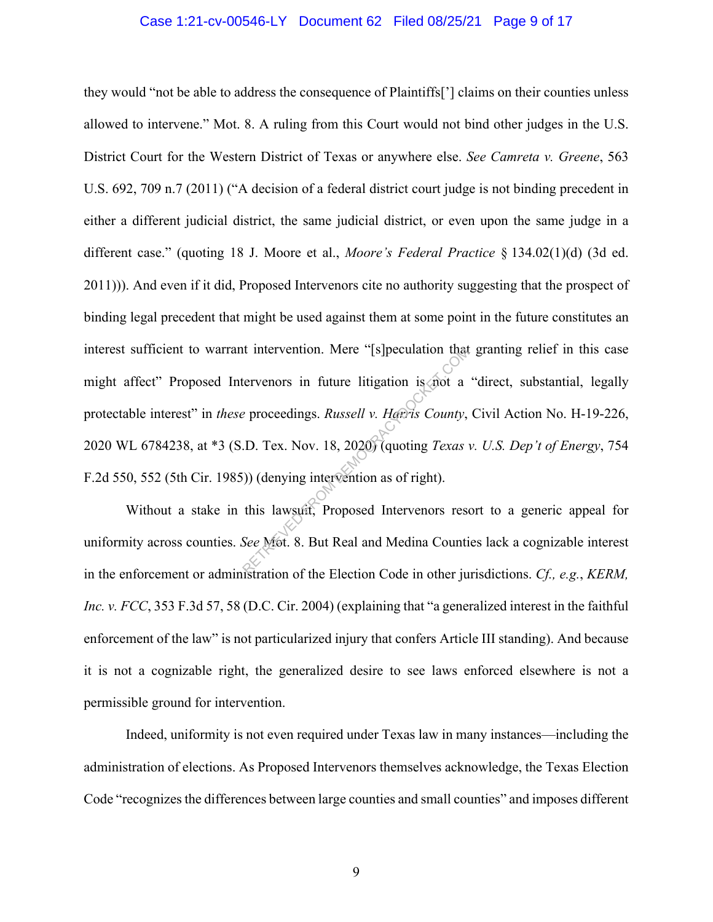they would "not be able to address the consequence of Plaintiffs['] claims on their counties unless allowed to intervene." Mot. 8. A ruling from this Court would not bind other judges in the U.S. District Court for the Western District of Texas or anywhere else. *See Camreta v. Greene*, 563 U.S. 692, 709 n.7 (2011) ("A decision of a federal district court judge is not binding precedent in either a different judicial district, the same judicial district, or even upon the same judge in a different case." (quoting 18 J. Moore et al., *Moore's Federal Practice* § 134.02(1)(d) (3d ed. 2011))). And even if it did, Proposed Intervenors cite no authority suggesting that the prospect of binding legal precedent that might be used against them at some point in the future constitutes an interest sufficient to warrant intervention. Mere "[s]peculation that granting relief in this case might affect" Proposed Intervenors in future litigation is not a "direct, substantial, legally protectable interest" in *these* proceedings. *Russell v. Harris County*, Civil Action No. H-19-226, 2020 WL 6784238, at *3 (S.D. Tex. Nov. 18, 2020) (quoting *Texas v. U.S. Dep't of Energy*, 754 F.2d 550, 552 (5th Cir. 1985)) (denying intervention as of right).

Without a stake in this lawsuit, Proposed Intervenors resort to a generic appeal for uniformity across counties. *See* Mot. 8. But Real and Medina Counties lack a cognizable interest in the enforcement or administration of the Election Code in other jurisdictions. *Cf., e.g.*, *KERM, Inc. v. FCC*, 353 F.3d 57, 58 (D.C. Cir. 2004) (explaining that "a generalized interest in the faithful enforcement of the law" is not particularized injury that confers Article III standing). And because it is not a cognizable right, the generalized desire to see laws enforced elsewhere is not a permissible ground for intervention.

Indeed, uniformity is not even required under Texas law in many instances—including the administration of elections. As Proposed Intervenors themselves acknowledge, the Texas Election Code "recognizes the differences between large counties and small counties" and imposes different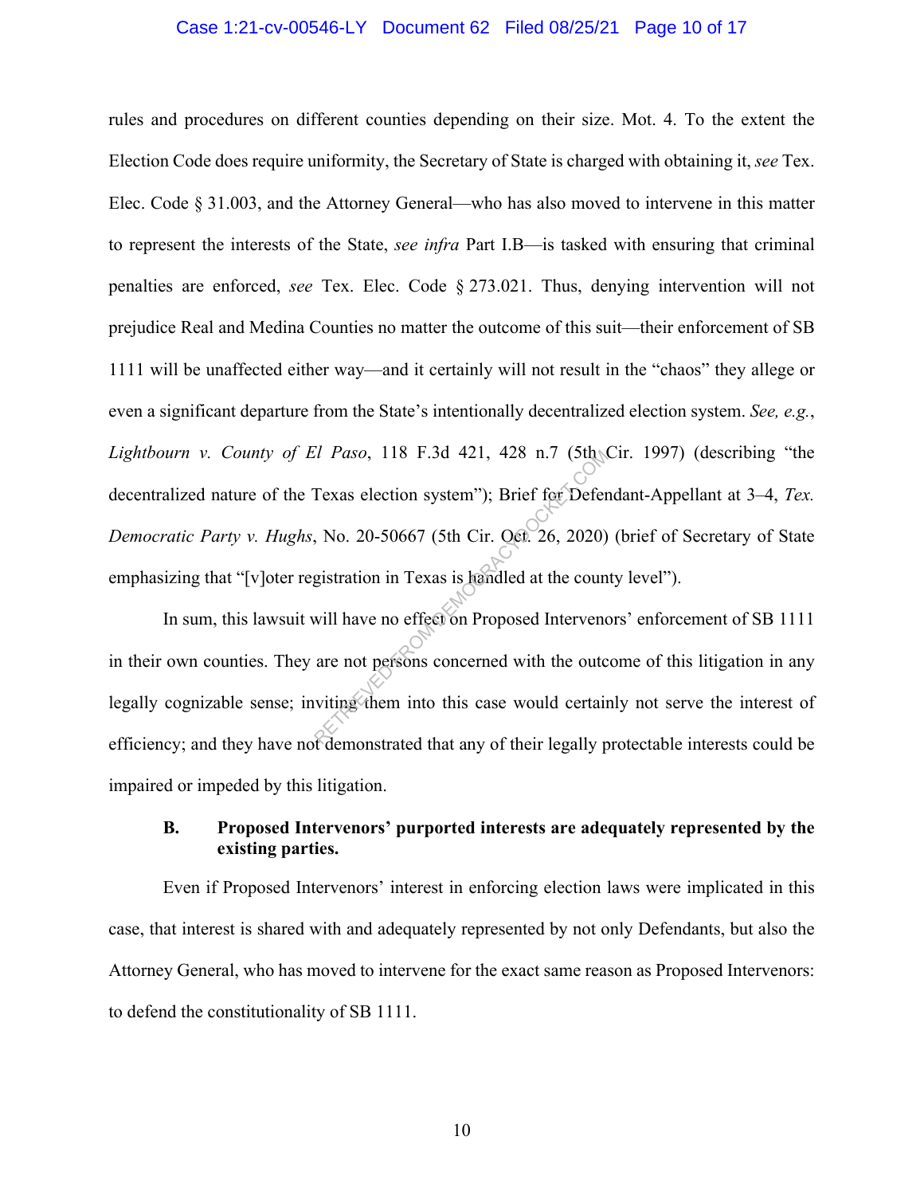rules and procedures on different counties depending on their size. Mot. 4. To the extent the Election Code does require uniformity, the Secretary of State is charged with obtaining it, *see* Tex. Elec. Code § 31.003, and the Attorney General—who has also moved to intervene in this matter to represent the interests of the State, *see infra* Part I.B—is tasked with ensuring that criminal penalties are enforced, *see* Tex. Elec. Code § 273.021. Thus, denying intervention will not prejudice Real and Medina Counties no matter the outcome of this suit—their enforcement of SB 1111 will be unaffected either way—and it certainly will not result in the "chaos" they allege or even a significant departure from the State's intentionally decentralized election system. *See, e.g.*, *Lightbourn v. County of El Paso*, 118 F.3d 421, 428 n.7 (5th Cir. 1997) (describing "the decentralized nature of the Texas election system"); Brief for Defendant-Appellant at 3–4, *Tex. Democratic Party v. Hughs*, No. 20-50667 (5th Cir. Oct. 26, 2020) (brief of Secretary of State emphasizing that "[v]oter registration in Texas is handled at the county level").

In sum, this lawsuit will have no effect on Proposed Intervenors' enforcement of SB 1111 in their own counties. They are not persons concerned with the outcome of this litigation in any legally cognizable sense; inviting them into this case would certainly not serve the interest of efficiency; and they have not demonstrated that any of their legally protectable interests could be impaired or impeded by this litigation.

### B. Proposed Intervenors' purported interests are adequately represented by the existing parties.

Even if Proposed Intervenors' interest in enforcing election laws were implicated in this case, that interest is shared with and adequately represented by not only Defendants, but also the Attorney General, who has moved to intervene for the exact same reason as Proposed Intervenors: to defend the constitutionality of SB 1111.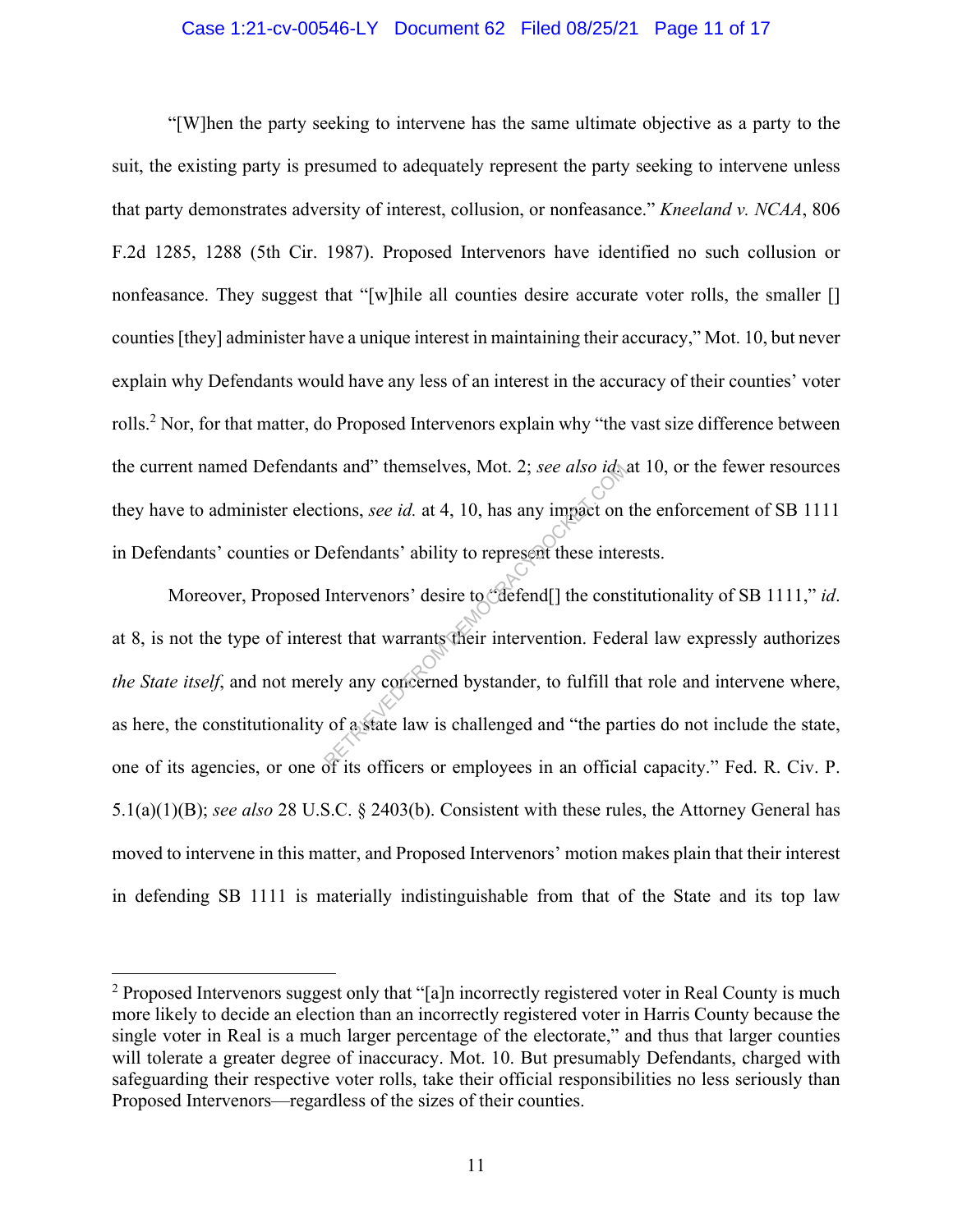"[W]hen the party seeking to intervene has the same ultimate objective as a party to the suit, the existing party is presumed to adequately represent the party seeking to intervene unless that party demonstrates adversity of interest, collusion, or nonfeasance." *Kneeland v. NCAA*, 806 F.2d 1285, 1288 (5th Cir. 1987). Proposed Intervenors have identified no such collusion or nonfeasance. They suggest that "[w]hile all counties desire accurate voter rolls, the smaller [] counties [they] administer have a unique interest in maintaining their accuracy," Mot. 10, but never explain why Defendants would have any less of an interest in the accuracy of their counties' voter rolls.[2] Nor, for that matter, do Proposed Intervenors explain why "the vast size difference between the current named Defendants and" themselves, Mot. 2; *see also id.* at 10, or the fewer resources they have to administer elections, *see id.* at 4, 10, has any impact on the enforcement of SB 1111 in Defendants' counties or Defendants' ability to represent these interests.

Moreover, Proposed Intervenors' desire to "defend[] the constitutionality of SB 1111," *id*. at 8, is not the type of interest that warrants their intervention. Federal law expressly authorizes *the State itself*, and not merely any concerned bystander, to fulfill that role and intervene where, as here, the constitutionality of a state law is challenged and "the parties do not include the state, one of its agencies, or one of its officers or employees in an official capacity." Fed. R. Civ. P. 5.1(a)(1)(B); *see also* 28 U.S.C. § 2403(b). Consistent with these rules, the Attorney General has moved to intervene in this matter, and Proposed Intervenors' motion makes plain that their interest in defending SB 1111 is materially indistinguishable from that of the State and its top law

[2] Proposed Intervenors suggest only that "[a]n incorrectly registered voter in Real County is much more likely to decide an election than an incorrectly registered voter in Harris County because the single voter in Real is a much larger percentage of the electorate," and thus that larger counties will tolerate a greater degree of inaccuracy. Mot. 10. But presumably Defendants, charged with safeguarding their respective voter rolls, take their official responsibilities no less seriously than Proposed Intervenors—regardless of the sizes of their counties.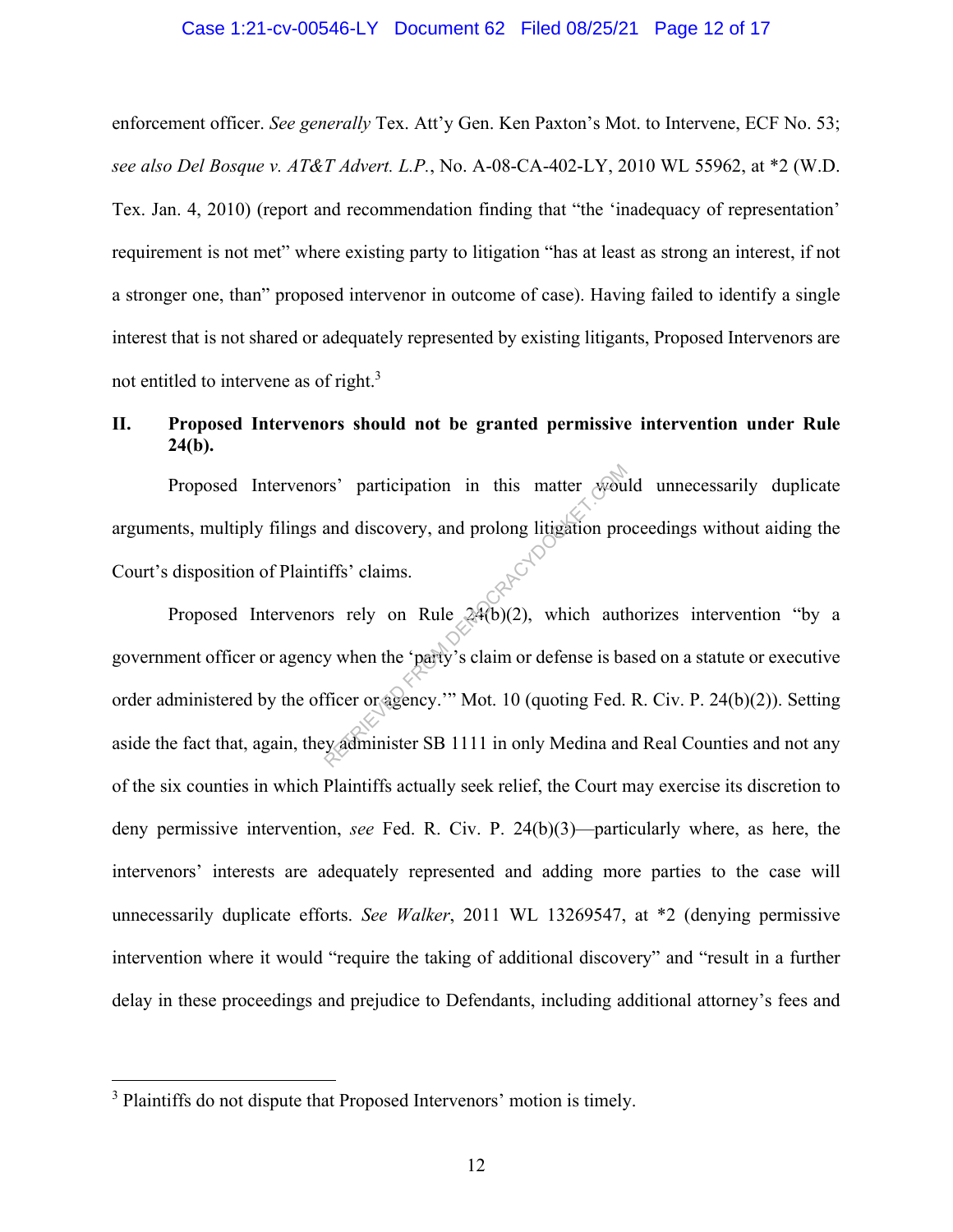enforcement officer. *See generally* Tex. Att'y Gen. Ken Paxton's Mot. to Intervene, ECF No. 53; *see also Del Bosque v. AT&T Advert. L.P.*, No. A-08-CA-402-LY, 2010 WL 55962, at *2 (W.D. Tex. Jan. 4, 2010) (report and recommendation finding that "the 'inadequacy of representation' requirement is not met" where existing party to litigation "has at least as strong an interest, if not a stronger one, than" proposed intervenor in outcome of case). Having failed to identify a single interest that is not shared or adequately represented by existing litigants, Proposed Intervenors are not entitled to intervene as of right.[3]

## II. Proposed Intervenors should not be granted permissive intervention under Rule 24(b).

Proposed Intervenors' participation in this matter would unnecessarily duplicate arguments, multiply filings and discovery, and prolong litigation proceedings without aiding the Court's disposition of Plaintiffs' claims.

Proposed Intervenors rely on Rule 24(b)(2), which authorizes intervention "by a government officer or agency when the 'party's claim or defense is based on a statute or executive order administered by the officer or agency.'" Mot. 10 (quoting Fed. R. Civ. P. 24(b)(2)). Setting aside the fact that, again, they administer SB 1111 in only Medina and Real Counties and not any of the six counties in which Plaintiffs actually seek relief, the Court may exercise its discretion to deny permissive intervention, *see* Fed. R. Civ. P. 24(b)(3)—particularly where, as here, the intervenors' interests are adequately represented and adding more parties to the case will unnecessarily duplicate efforts. *See Walker*, 2011 WL 13269547, at *2 (denying permissive intervention where it would "require the taking of additional discovery" and "result in a further delay in these proceedings and prejudice to Defendants, including additional attorney's fees and

---

[3] Plaintiffs do not dispute that Proposed Intervenors' motion is timely.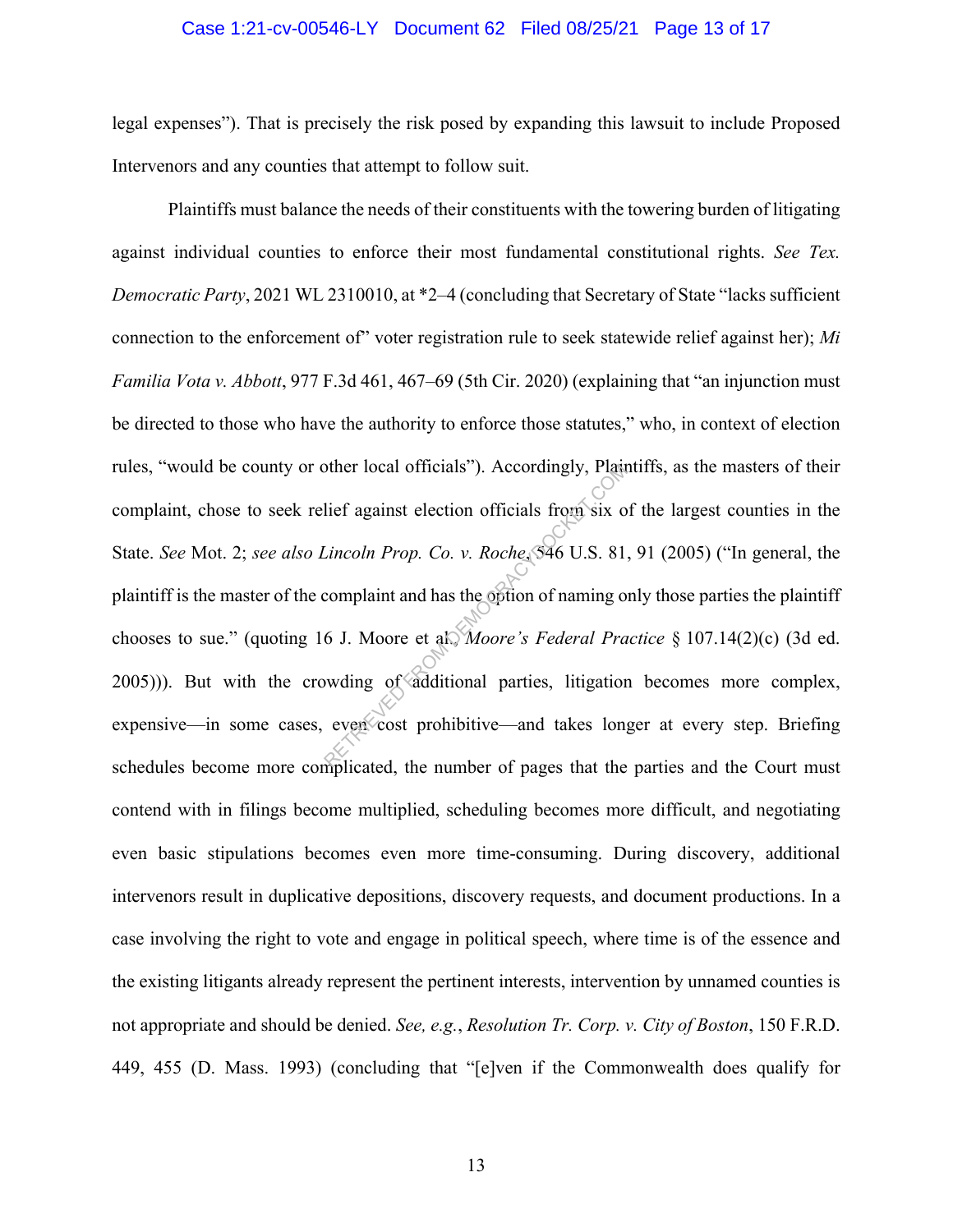legal expenses"). That is precisely the risk posed by expanding this lawsuit to include Proposed Intervenors and any counties that attempt to follow suit.

Plaintiffs must balance the needs of their constituents with the towering burden of litigating against individual counties to enforce their most fundamental constitutional rights. *See Tex. Democratic Party*, 2021 WL 2310010, at *2–4 (concluding that Secretary of State "lacks sufficient connection to the enforcement of" voter registration rule to seek statewide relief against her); *Mi Familia Vota v. Abbott*, 977 F.3d 461, 467–69 (5th Cir. 2020) (explaining that "an injunction must be directed to those who have the authority to enforce those statutes," who, in context of election rules, "would be county or other local officials"). Accordingly, Plaintiffs, as the masters of their complaint, chose to seek relief against election officials from six of the largest counties in the State. *See* Mot. 2; *see also Lincoln Prop. Co. v. Roche*, 546 U.S. 81, 91 (2005) ("In general, the plaintiff is the master of the complaint and has the option of naming only those parties the plaintiff chooses to sue." (quoting 16 J. Moore et al., *Moore's Federal Practice* § 107.14(2)(c) (3d ed. 2005))). But with the crowding of additional parties, litigation becomes more complex, expensive—in some cases, even cost prohibitive—and takes longer at every step. Briefing schedules become more complicated, the number of pages that the parties and the Court must contend with in filings become multiplied, scheduling becomes more difficult, and negotiating even basic stipulations becomes even more time-consuming. During discovery, additional intervenors result in duplicative depositions, discovery requests, and document productions. In a case involving the right to vote and engage in political speech, where time is of the essence and the existing litigants already represent the pertinent interests, intervention by unnamed counties is not appropriate and should be denied. *See, e.g.*, *Resolution Tr. Corp. v. City of Boston*, 150 F.R.D. 449, 455 (D. Mass. 1993) (concluding that "[e]ven if the Commonwealth does qualify for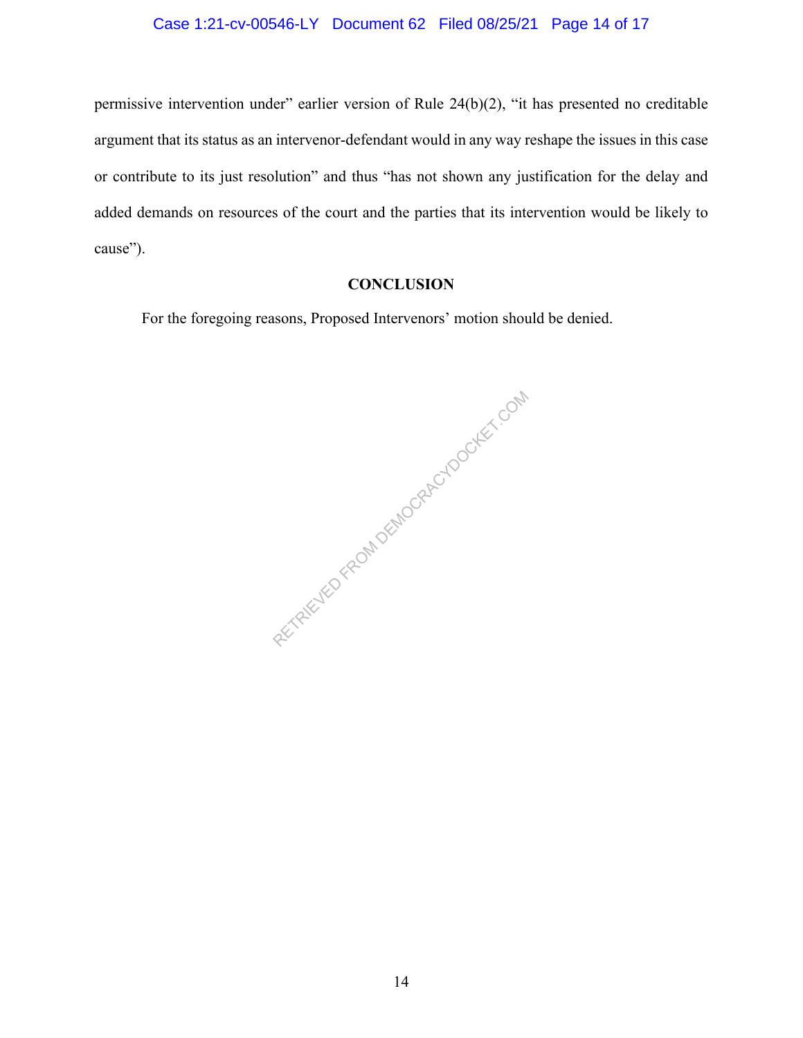permissive intervention under" earlier version of Rule 24(b)(2), "it has presented no creditable argument that its status as an intervenor-defendant would in any way reshape the issues in this case or contribute to its just resolution" and thus "has not shown any justification for the delay and added demands on resources of the court and the parties that its intervention would be likely to cause").

## CONCLUSION

For the foregoing reasons, Proposed Intervenors' motion should be denied.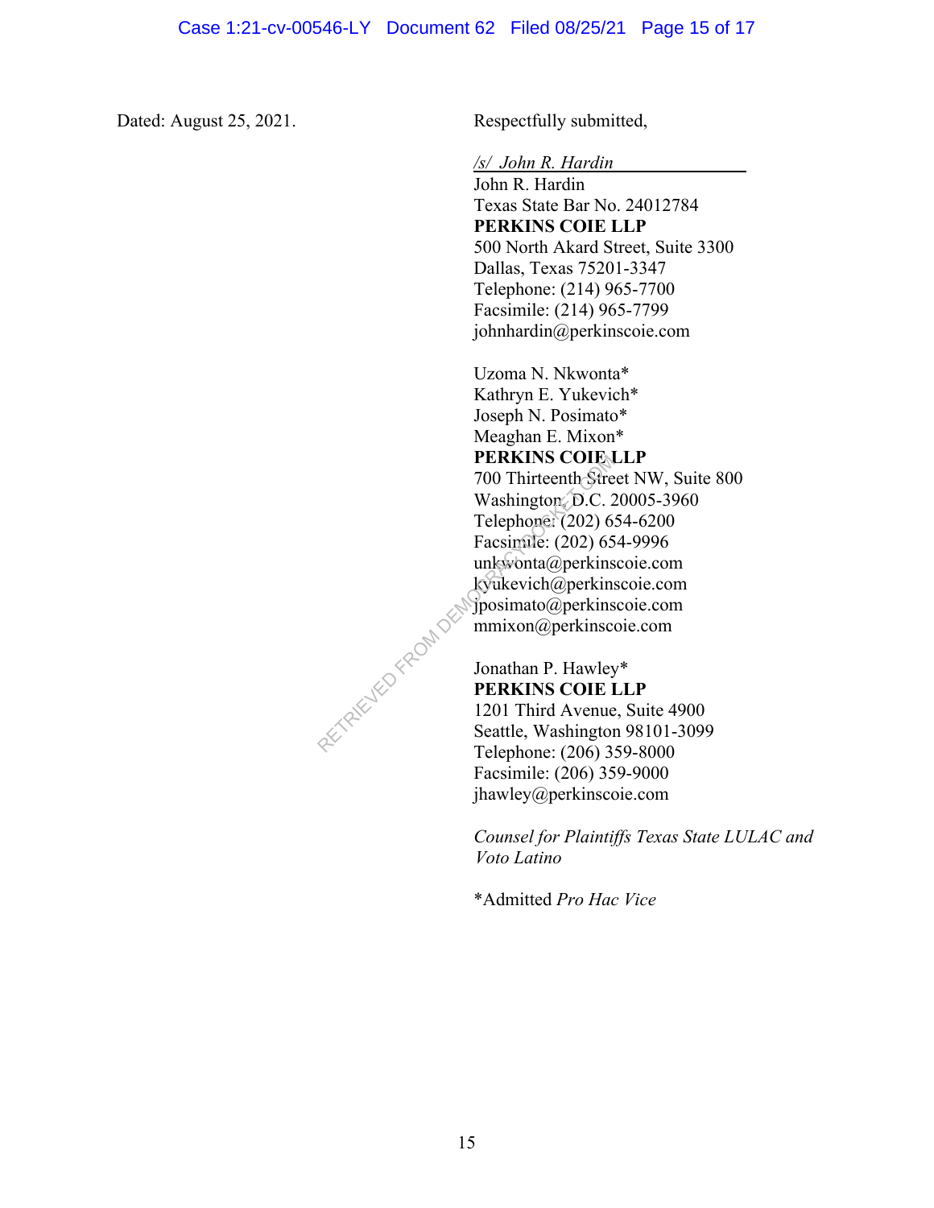Dated: August 25, 2021.

Respectfully submitted,

*/s/ John R. Hardin*
John R. Hardin
Texas State Bar No. 24012784
**PERKINS COIE LLP**
500 North Akard Street, Suite 3300
Dallas, Texas 75201-3347
Telephone: (214) 965-7700
Facsimile: (214) 965-7799
johnhardin@perkinscoie.com

Uzoma N. Nkwonta*
Kathryn E. Yukevich*
Joseph N. Posimato*
Meaghan E. Mixon*
**PERKINS COIE LLP**
700 Thirteenth Street NW, Suite 800
Washington, D.C. 20005-3960
Telephone: (202) 654-6200
Facsimile: (202) 654-9996
unkwonta@perkinscoie.com
kyukevich@perkinscoie.com
jposimato@perkinscoie.com
mmixon@perkinscoie.com

Jonathan P. Hawley*
**PERKINS COIE LLP**
1201 Third Avenue, Suite 4900
Seattle, Washington 98101-3099
Telephone: (206) 359-8000
Facsimile: (206) 359-9000
jhawley@perkinscoie.com

*Counsel for Plaintiffs Texas State LULAC and Voto Latino*

*Admitted *Pro Hac Vice*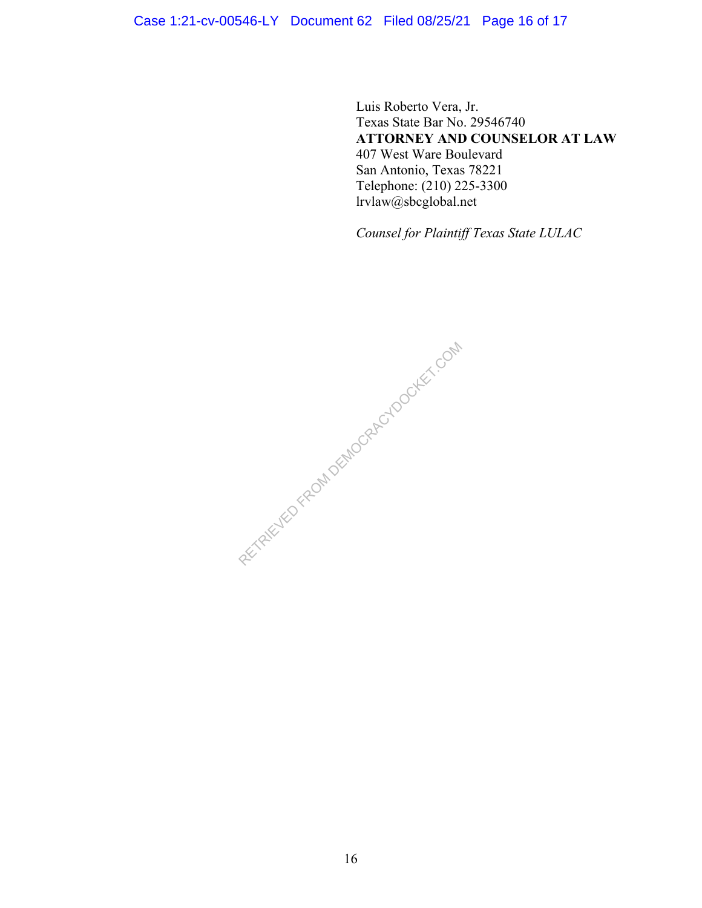Luis Roberto Vera, Jr.
Texas State Bar No. 29546740
**ATTORNEY AND COUNSELOR AT LAW**
407 West Ware Boulevard
San Antonio, Texas 78221
Telephone: (210) 225-3300
lrvlaw@sbcglobal.net

*Counsel for Plaintiff Texas State LULAC*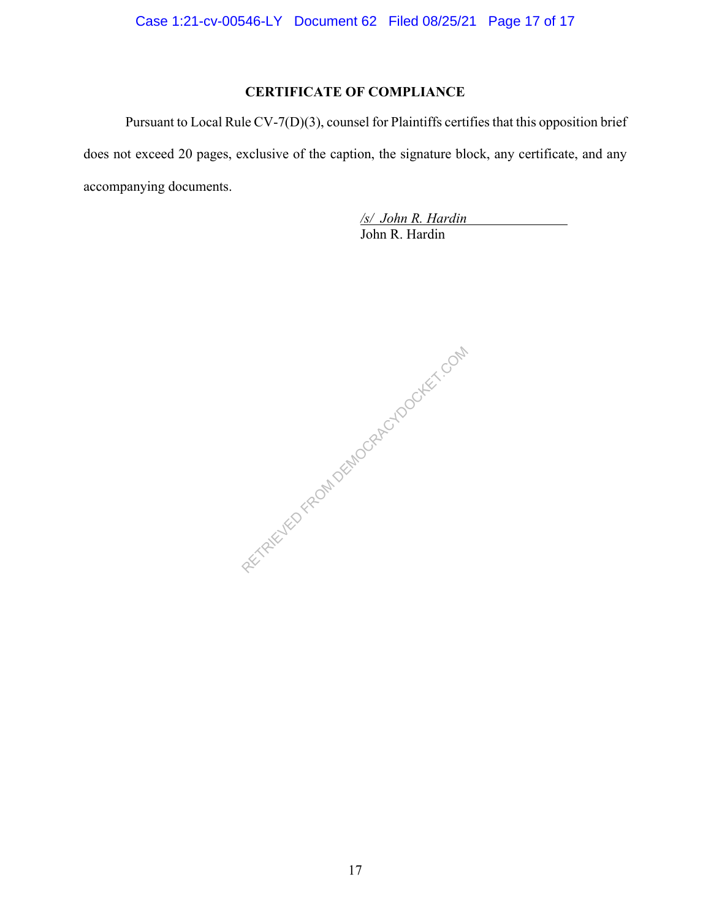## CERTIFICATE OF COMPLIANCE

Pursuant to Local Rule CV-7(D)(3), counsel for Plaintiffs certifies that this opposition brief does not exceed 20 pages, exclusive of the caption, the signature block, any certificate, and any accompanying documents.

*/s/ John R. Hardin*
John R. Hardin